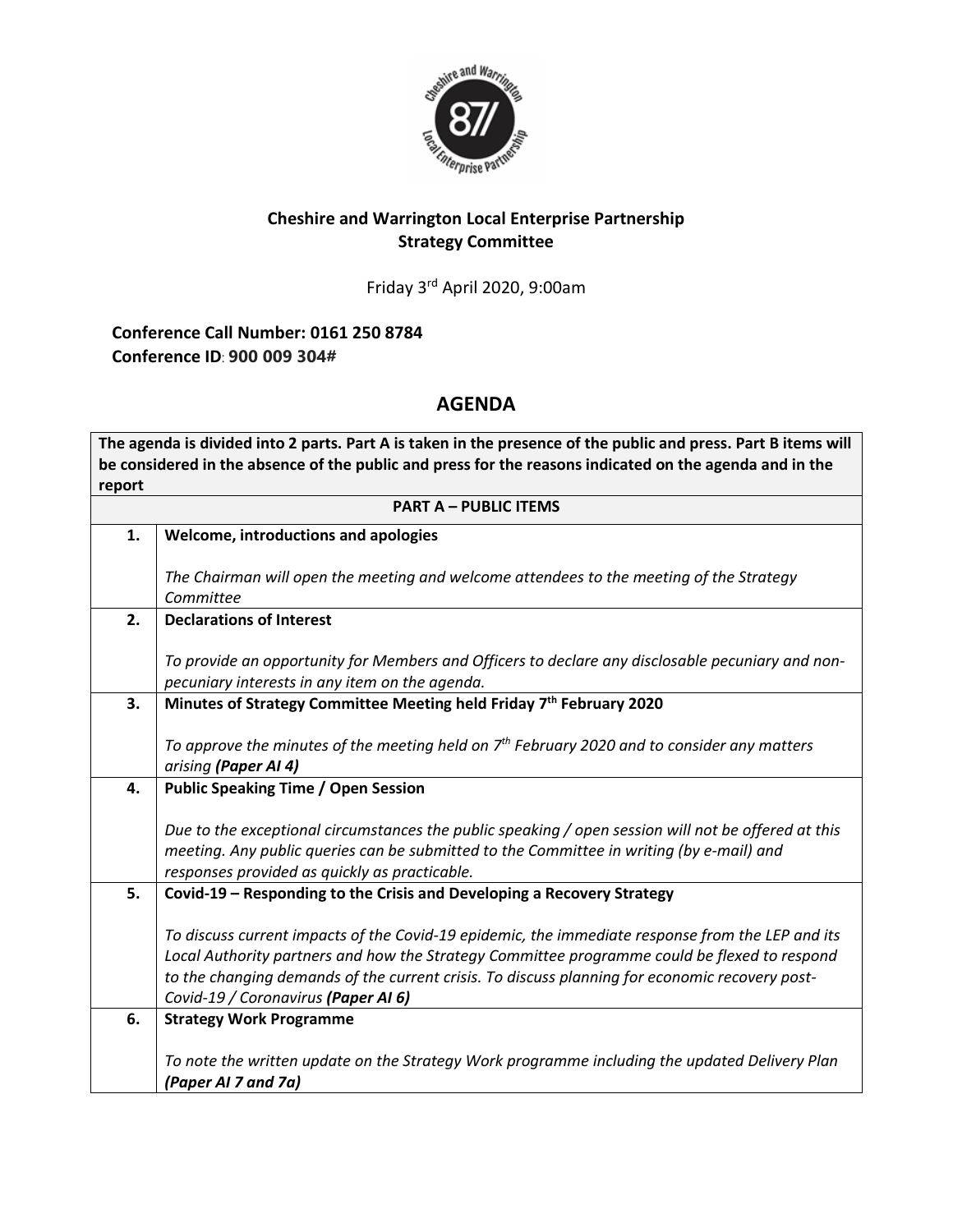**Cheshire and Warrington Local Enterprise Partnership**
**Strategy Committee**

Friday 3rd April 2020, 9:00am

**Conference Call Number: 0161 250 8784**
**Conference ID: 900 009 304#**

## AGENDA

| **The agenda is divided into 2 parts. Part A is taken in the presence of the public and press. Part B items will be considered in the absence of the public and press for the reasons indicated on the agenda and in the report** | |
|---|---|
| **PART A – PUBLIC ITEMS** | |
| **1.** | **Welcome, introductions and apologies**<br><br>*The Chairman will open the meeting and welcome attendees to the meeting of the Strategy Committee* |
| **2.** | **Declarations of Interest**<br><br>*To provide an opportunity for Members and Officers to declare any disclosable pecuniary and non-pecuniary interests in any item on the agenda.* |
| **3.** | **Minutes of Strategy Committee Meeting held Friday 7th February 2020**<br><br>*To approve the minutes of the meeting held on 7th February 2020 and to consider any matters arising **(Paper AI 4)*** |
| **4.** | **Public Speaking Time / Open Session**<br><br>*Due to the exceptional circumstances the public speaking / open session will not be offered at this meeting. Any public queries can be submitted to the Committee in writing (by e-mail) and responses provided as quickly as practicable.* |
| **5.** | **Covid-19 – Responding to the Crisis and Developing a Recovery Strategy**<br><br>*To discuss current impacts of the Covid-19 epidemic, the immediate response from the LEP and its Local Authority partners and how the Strategy Committee programme could be flexed to respond to the changing demands of the current crisis. To discuss planning for economic recovery post-Covid-19 / Coronavirus **(Paper AI 6)*** |
| **6.** | **Strategy Work Programme**<br><br>*To note the written update on the Strategy Work programme including the updated Delivery Plan **(Paper AI 7 and 7a)*** |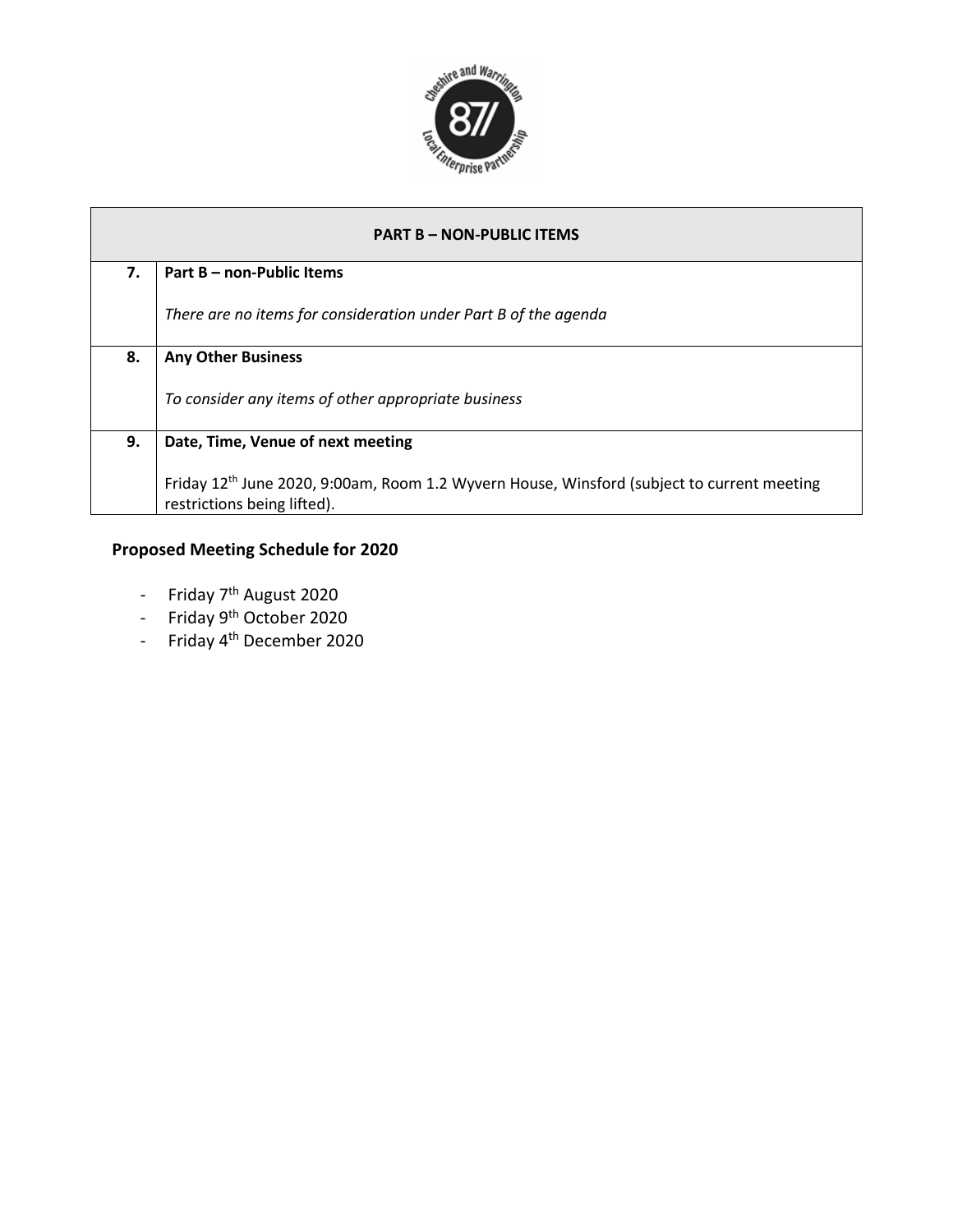| PART B – NON-PUBLIC ITEMS | |
|---|---|
| **7.** | **Part B – non-Public Items**<br><br>*There are no items for consideration under Part B of the agenda* |
| **8.** | **Any Other Business**<br><br>*To consider any items of other appropriate business* |
| **9.** | **Date, Time, Venue of next meeting**<br><br>Friday 12th June 2020, 9:00am, Room 1.2 Wyvern House, Winsford (subject to current meeting restrictions being lifted). |

**Proposed Meeting Schedule for 2020**

- Friday 7th August 2020
- Friday 9th October 2020
- Friday 4th December 2020